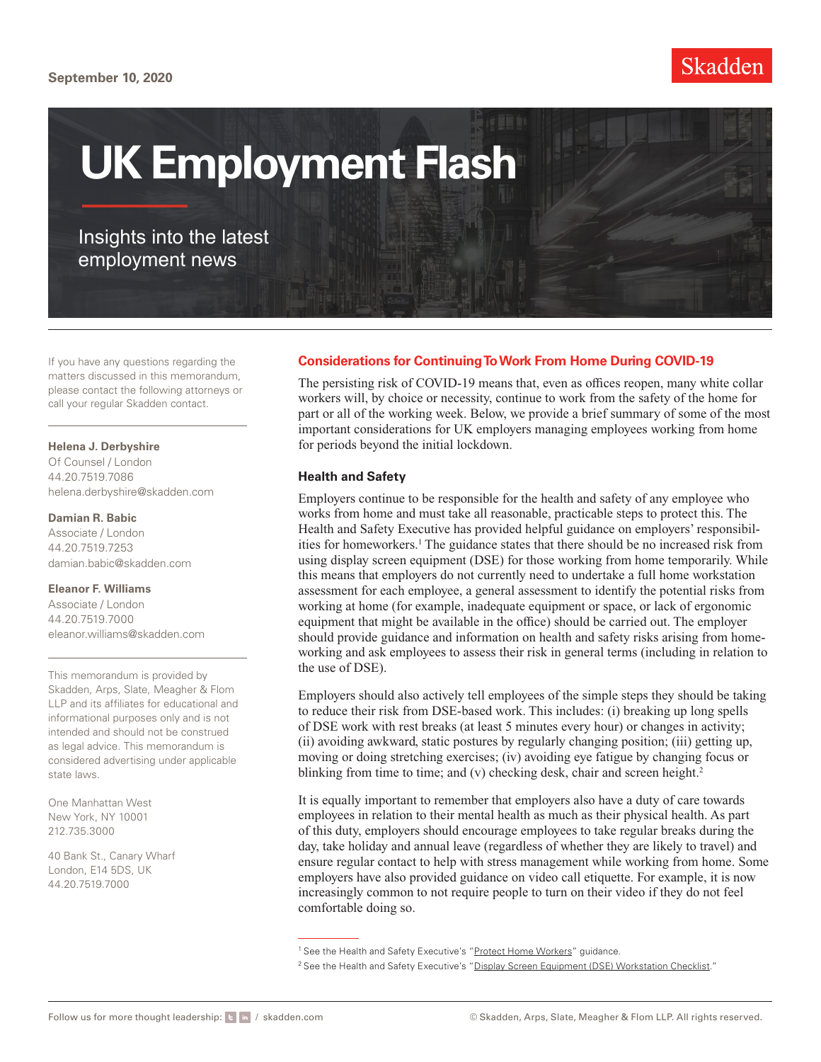September 10, 2020

Skadden

# UK Employment Flash

Insights into the latest employment news

If you have any questions regarding the matters discussed in this memorandum, please contact the following attorneys or call your regular Skadden contact.

**Helena J. Derbyshire**
Of Counsel / London
44.20.7519.7086
helena.derbyshire@skadden.com

**Damian R. Babic**
Associate / London
44.20.7519.7253
damian.babic@skadden.com

**Eleanor F. Williams**
Associate / London
44.20.7519.7000
eleanor.williams@skadden.com

This memorandum is provided by Skadden, Arps, Slate, Meagher & Flom LLP and its affiliates for educational and informational purposes only and is not intended and should not be construed as legal advice. This memorandum is considered advertising under applicable state laws.

One Manhattan West
New York, NY 10001
212.735.3000

40 Bank St., Canary Wharf
London, E14 5DS, UK
44.20.7519.7000

## Considerations for Continuing To Work From Home During COVID-19

The persisting risk of COVID-19 means that, even as offices reopen, many white collar workers will, by choice or necessity, continue to work from the safety of the home for part or all of the working week. Below, we provide a brief summary of some of the most important considerations for UK employers managing employees working from home for periods beyond the initial lockdown.

### Health and Safety

Employers continue to be responsible for the health and safety of any employee who works from home and must take all reasonable, practicable steps to protect this. The Health and Safety Executive has provided helpful guidance on employers' responsibilities for homeworkers.[1] The guidance states that there should be no increased risk from using display screen equipment (DSE) for those working from home temporarily. While this means that employers do not currently need to undertake a full home workstation assessment for each employee, a general assessment to identify the potential risks from working at home (for example, inadequate equipment or space, or lack of ergonomic equipment that might be available in the office) should be carried out. The employer should provide guidance and information on health and safety risks arising from home-working and ask employees to assess their risk in general terms (including in relation to the use of DSE).

Employers should also actively tell employees of the simple steps they should be taking to reduce their risk from DSE-based work. This includes: (i) breaking up long spells of DSE work with rest breaks (at least 5 minutes every hour) or changes in activity; (ii) avoiding awkward, static postures by regularly changing position; (iii) getting up, moving or doing stretching exercises; (iv) avoiding eye fatigue by changing focus or blinking from time to time; and (v) checking desk, chair and screen height.[2]

It is equally important to remember that employers also have a duty of care towards employees in relation to their mental health as much as their physical health. As part of this duty, employers should encourage employees to take regular breaks during the day, take holiday and annual leave (regardless of whether they are likely to travel) and ensure regular contact to help with stress management while working from home. Some employers have also provided guidance on video call etiquette. For example, it is now increasingly common to not require people to turn on their video if they do not feel comfortable doing so.

---

[1] See the Health and Safety Executive's "Protect Home Workers" guidance.

[2] See the Health and Safety Executive's "Display Screen Equipment (DSE) Workstation Checklist."

Follow us for more thought leadership: / skadden.com

© Skadden, Arps, Slate, Meagher & Flom LLP. All rights reserved.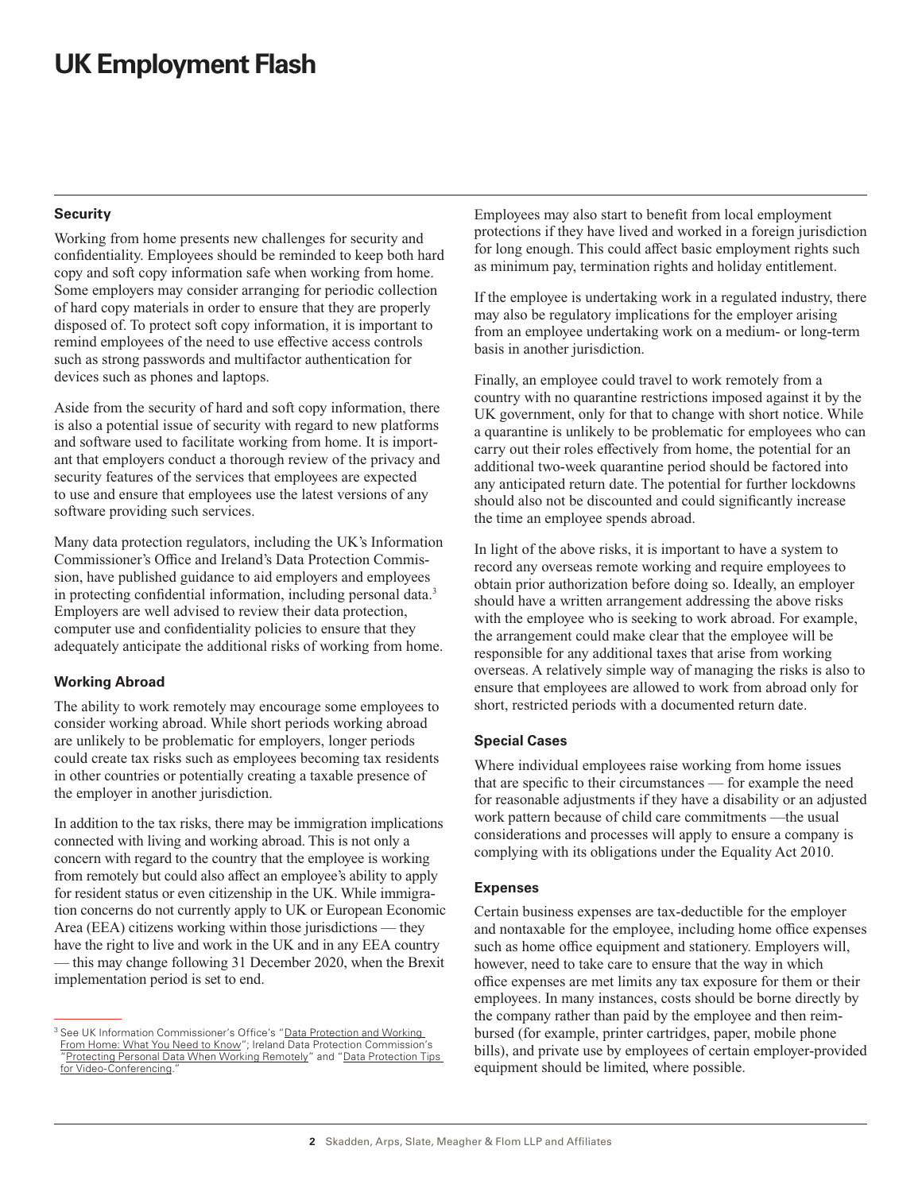### Security

Working from home presents new challenges for security and confidentiality. Employees should be reminded to keep both hard copy and soft copy information safe when working from home. Some employers may consider arranging for periodic collection of hard copy materials in order to ensure that they are properly disposed of. To protect soft copy information, it is important to remind employees of the need to use effective access controls such as strong passwords and multifactor authentication for devices such as phones and laptops.

Aside from the security of hard and soft copy information, there is also a potential issue of security with regard to new platforms and software used to facilitate working from home. It is important that employers conduct a thorough review of the privacy and security features of the services that employees are expected to use and ensure that employees use the latest versions of any software providing such services.

Many data protection regulators, including the UK's Information Commissioner's Office and Ireland's Data Protection Commission, have published guidance to aid employers and employees in protecting confidential information, including personal data.[3] Employers are well advised to review their data protection, computer use and confidentiality policies to ensure that they adequately anticipate the additional risks of working from home.

### Working Abroad

The ability to work remotely may encourage some employees to consider working abroad. While short periods working abroad are unlikely to be problematic for employers, longer periods could create tax risks such as employees becoming tax residents in other countries or potentially creating a taxable presence of the employer in another jurisdiction.

In addition to the tax risks, there may be immigration implications connected with living and working abroad. This is not only a concern with regard to the country that the employee is working from remotely but could also affect an employee's ability to apply for resident status or even citizenship in the UK. While immigration concerns do not currently apply to UK or European Economic Area (EEA) citizens working within those jurisdictions — they have the right to live and work in the UK and in any EEA country — this may change following 31 December 2020, when the Brexit implementation period is set to end.

Employees may also start to benefit from local employment protections if they have lived and worked in a foreign jurisdiction for long enough. This could affect basic employment rights such as minimum pay, termination rights and holiday entitlement.

If the employee is undertaking work in a regulated industry, there may also be regulatory implications for the employer arising from an employee undertaking work on a medium- or long-term basis in another jurisdiction.

Finally, an employee could travel to work remotely from a country with no quarantine restrictions imposed against it by the UK government, only for that to change with short notice. While a quarantine is unlikely to be problematic for employees who can carry out their roles effectively from home, the potential for an additional two-week quarantine period should be factored into any anticipated return date. The potential for further lockdowns should also not be discounted and could significantly increase the time an employee spends abroad.

In light of the above risks, it is important to have a system to record any overseas remote working and require employees to obtain prior authorization before doing so. Ideally, an employer should have a written arrangement addressing the above risks with the employee who is seeking to work abroad. For example, the arrangement could make clear that the employee will be responsible for any additional taxes that arise from working overseas. A relatively simple way of managing the risks is also to ensure that employees are allowed to work from abroad only for short, restricted periods with a documented return date.

### Special Cases

Where individual employees raise working from home issues that are specific to their circumstances — for example the need for reasonable adjustments if they have a disability or an adjusted work pattern because of child care commitments —the usual considerations and processes will apply to ensure a company is complying with its obligations under the Equality Act 2010.

### Expenses

Certain business expenses are tax-deductible for the employer and nontaxable for the employee, including home office expenses such as home office equipment and stationery. Employers will, however, need to take care to ensure that the way in which office expenses are met limits any tax exposure for them or their employees. In many instances, costs should be borne directly by the company rather than paid by the employee and then reimbursed (for example, printer cartridges, paper, mobile phone bills), and private use by employees of certain employer-provided equipment should be limited, where possible.

---

[3] See UK Information Commissioner's Office's "Data Protection and Working From Home: What You Need to Know"; Ireland Data Protection Commission's "Protecting Personal Data When Working Remotely" and "Data Protection Tips for Video-Conferencing."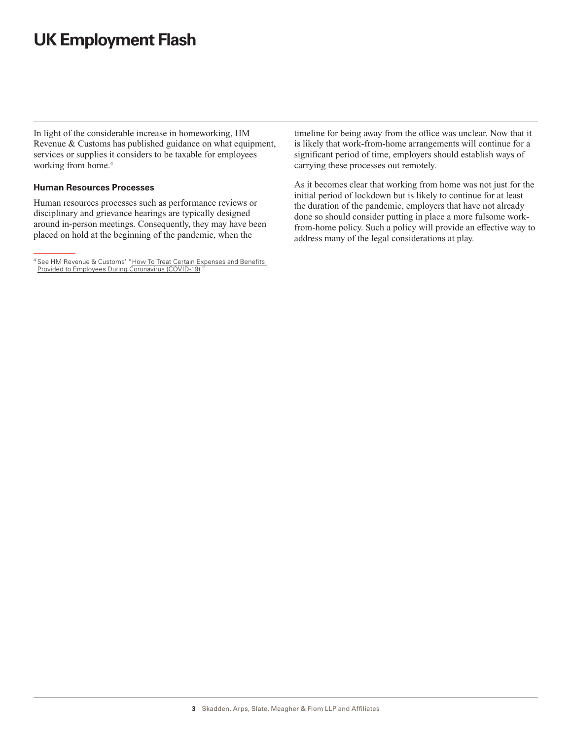In light of the considerable increase in homeworking, HM Revenue & Customs has published guidance on what equipment, services or supplies it considers to be taxable for employees working from home.[4]

### Human Resources Processes

Human resources processes such as performance reviews or disciplinary and grievance hearings are typically designed around in-person meetings. Consequently, they may have been placed on hold at the beginning of the pandemic, when the timeline for being away from the office was unclear. Now that it is likely that work-from-home arrangements will continue for a significant period of time, employers should establish ways of carrying these processes out remotely.

As it becomes clear that working from home was not just for the initial period of lockdown but is likely to continue for at least the duration of the pandemic, employers that have not already done so should consider putting in place a more fulsome work-from-home policy. Such a policy will provide an effective way to address many of the legal considerations at play.

---

[4] See HM Revenue & Customs' "How To Treat Certain Expenses and Benefits Provided to Employees During Coronavirus (COVID-19)."